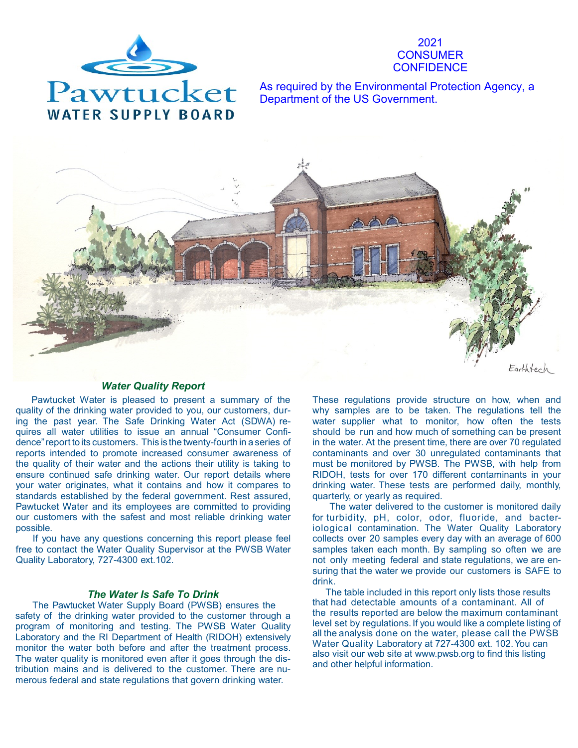Pawtucket
WATER SUPPLY BOARD

# 2021 CONSUMER CONFIDENCE

As required by the Environmental Protection Agency, a Department of the US Government.

## *Water Quality Report*

Pawtucket Water is pleased to present a summary of the quality of the drinking water provided to you, our customers, during the past year. The Safe Drinking Water Act (SDWA) requires all water utilities to issue an annual "Consumer Confidence" report to its customers. This is the twenty-fourth in a series of reports intended to promote increased consumer awareness of the quality of their water and the actions their utility is taking to ensure continued safe drinking water. Our report details where your water originates, what it contains and how it compares to standards established by the federal government. Rest assured, Pawtucket Water and its employees are committed to providing our customers with the safest and most reliable drinking water possible.

If you have any questions concerning this report please feel free to contact the Water Quality Supervisor at the PWSB Water Quality Laboratory, 727-4300 ext.102.

## *The Water Is Safe To Drink*

The Pawtucket Water Supply Board (PWSB) ensures the safety of the drinking water provided to the customer through a program of monitoring and testing. The PWSB Water Quality Laboratory and the RI Department of Health (RIDOH) extensively monitor the water both before and after the treatment process. The water quality is monitored even after it goes through the distribution mains and is delivered to the customer. There are numerous federal and state regulations that govern drinking water. These regulations provide structure on how, when and why samples are to be taken. The regulations tell the water supplier what to monitor, how often the tests should be run and how much of something can be present in the water. At the present time, there are over 70 regulated contaminants and over 30 unregulated contaminants that must be monitored by PWSB. The PWSB, with help from RIDOH, tests for over 170 different contaminants in your drinking water. These tests are performed daily, monthly, quarterly, or yearly as required.

The water delivered to the customer is monitored daily for turbidity, pH, color, odor, fluoride, and bacteriological contamination. The Water Quality Laboratory collects over 20 samples every day with an average of 600 samples taken each month. By sampling so often we are not only meeting federal and state regulations, we are ensuring that the water we provide our customers is SAFE to drink.

The table included in this report only lists those results that had detectable amounts of a contaminant. All of the results reported are below the maximum contaminant level set by regulations. If you would like a complete listing of all the analysis done on the water, please call the PWSB Water Quality Laboratory at 727-4300 ext. 102. You can also visit our web site at www.pwsb.org to find this listing and other helpful information.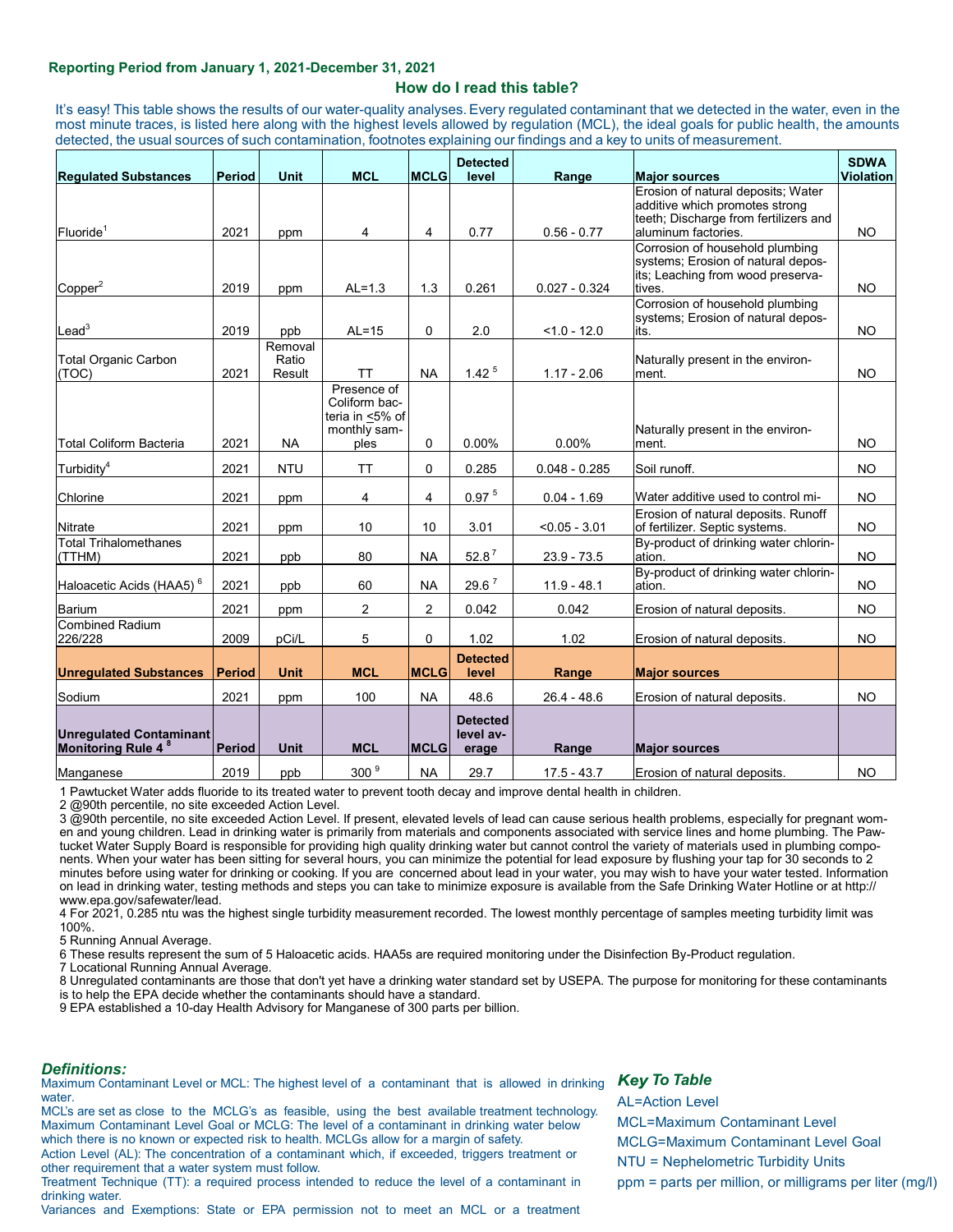**Reporting Period from January 1, 2021-December 31, 2021**

## How do I read this table?

It's easy! This table shows the results of our water-quality analyses. Every regulated contaminant that we detected in the water, even in the most minute traces, is listed here along with the highest levels allowed by regulation (MCL), the ideal goals for public health, the amounts detected, the usual sources of such contamination, footnotes explaining our findings and a key to units of measurement.

| Regulated Substances | Period | Unit | MCL | MCLG | Detected level | Range | Major sources | SDWA Violation |
|---|---|---|---|---|---|---|---|---|
| Fluoride[1] | 2021 | ppm | 4 | 4 | 0.77 | 0.56 - 0.77 | Erosion of natural deposits; Water additive which promotes strong teeth; Discharge from fertilizers and aluminum factories. | NO |
| Copper[2] | 2019 | ppm | AL=1.3 | 1.3 | 0.261 | 0.027 - 0.324 | Corrosion of household plumbing systems; Erosion of natural deposits; Leaching from wood preservatives. | NO |
| Lead[3] | 2019 | ppb | AL=15 | 0 | 2.0 | <1.0 - 12.0 | Corrosion of household plumbing systems; Erosion of natural deposits. | NO |
| Total Organic Carbon (TOC) | 2021 | Removal Ratio Result | TT | NA | 1.42 [5] | 1.17 - 2.06 | Naturally present in the environment. | NO |
| Total Coliform Bacteria | 2021 | NA | Presence of Coliform bacteria in ≤5% of monthly samples | 0 | 0.00% | 0.00% | Naturally present in the environment. | NO |
| Turbidity[4] | 2021 | NTU | TT | 0 | 0.285 | 0.048 - 0.285 | Soil runoff. | NO |
| Chlorine | 2021 | ppm | 4 | 4 | 0.97 [5] | 0.04 - 1.69 | Water additive used to control mi- | NO |
| Nitrate | 2021 | ppm | 10 | 10 | 3.01 | <0.05 - 3.01 | Erosion of natural deposits. Runoff of fertilizer. Septic systems. | NO |
| Total Trihalomethanes (TTHM) | 2021 | ppb | 80 | NA | 52.8 [7] | 23.9 - 73.5 | By-product of drinking water chlorination. | NO |
| Haloacetic Acids (HAA5) [6] | 2021 | ppb | 60 | NA | 29.6 [7] | 11.9 - 48.1 | By-product of drinking water chlorination. | NO |
| Barium | 2021 | ppm | 2 | 2 | 0.042 | 0.042 | Erosion of natural deposits. | NO |
| Combined Radium 226/228 | 2009 | pCi/L | 5 | 0 | 1.02 | 1.02 | Erosion of natural deposits. | NO |
| **Unregulated Substances** | **Period** | **Unit** | **MCL** | **MCLG** | **Detected level** | **Range** | **Major sources** | |
| Sodium | 2021 | ppm | 100 | NA | 48.6 | 26.4 - 48.6 | Erosion of natural deposits. | NO |
| **Unregulated Contaminant Monitoring Rule 4 [8]** | **Period** | **Unit** | **MCL** | **MCLG** | **Detected level average** | **Range** | **Major sources** | |
| Manganese | 2019 | ppb | 300 [9] | NA | 29.7 | 17.5 - 43.7 | Erosion of natural deposits. | NO |

1 Pawtucket Water adds fluoride to its treated water to prevent tooth decay and improve dental health in children.
2 @90th percentile, no site exceeded Action Level.
3 @90th percentile, no site exceeded Action Level. If present, elevated levels of lead can cause serious health problems, especially for pregnant women and young children. Lead in drinking water is primarily from materials and components associated with service lines and home plumbing. The Pawtucket Water Supply Board is responsible for providing high quality drinking water but cannot control the variety of materials used in plumbing components. When your water has been sitting for several hours, you can minimize the potential for lead exposure by flushing your tap for 30 seconds to 2 minutes before using water for drinking or cooking. If you are concerned about lead in your water, you may wish to have your water tested. Information on lead in drinking water, testing methods and steps you can take to minimize exposure is available from the Safe Drinking Water Hotline or at http://www.epa.gov/safewater/lead.
4 For 2021, 0.285 ntu was the highest single turbidity measurement recorded. The lowest monthly percentage of samples meeting turbidity limit was 100%.
5 Running Annual Average.
6 These results represent the sum of 5 Haloacetic acids. HAA5s are required monitoring under the Disinfection By-Product regulation.
7 Locational Running Annual Average.
8 Unregulated contaminants are those that don't yet have a drinking water standard set by USEPA. The purpose for monitoring for these contaminants is to help the EPA decide whether the contaminants should have a standard.
9 EPA established a 10-day Health Advisory for Manganese of 300 parts per billion.

### *Definitions:*

Maximum Contaminant Level or MCL: The highest level of a contaminant that is allowed in drinking water.
MCL's are set as close to the MCLG's as feasible, using the best available treatment technology.
Maximum Contaminant Level Goal or MCLG: The level of a contaminant in drinking water below which there is no known or expected risk to health. MCLGs allow for a margin of safety.
Action Level (AL): The concentration of a contaminant which, if exceeded, triggers treatment or other requirement that a water system must follow.
Treatment Technique (TT): a required process intended to reduce the level of a contaminant in drinking water.
Variances and Exemptions: State or EPA permission not to meet an MCL or a treatment

### *Key To Table*

AL=Action Level
MCL=Maximum Contaminant Level
MCLG=Maximum Contaminant Level Goal
NTU = Nephelometric Turbidity Units
ppm = parts per million, or milligrams per liter (mg/l)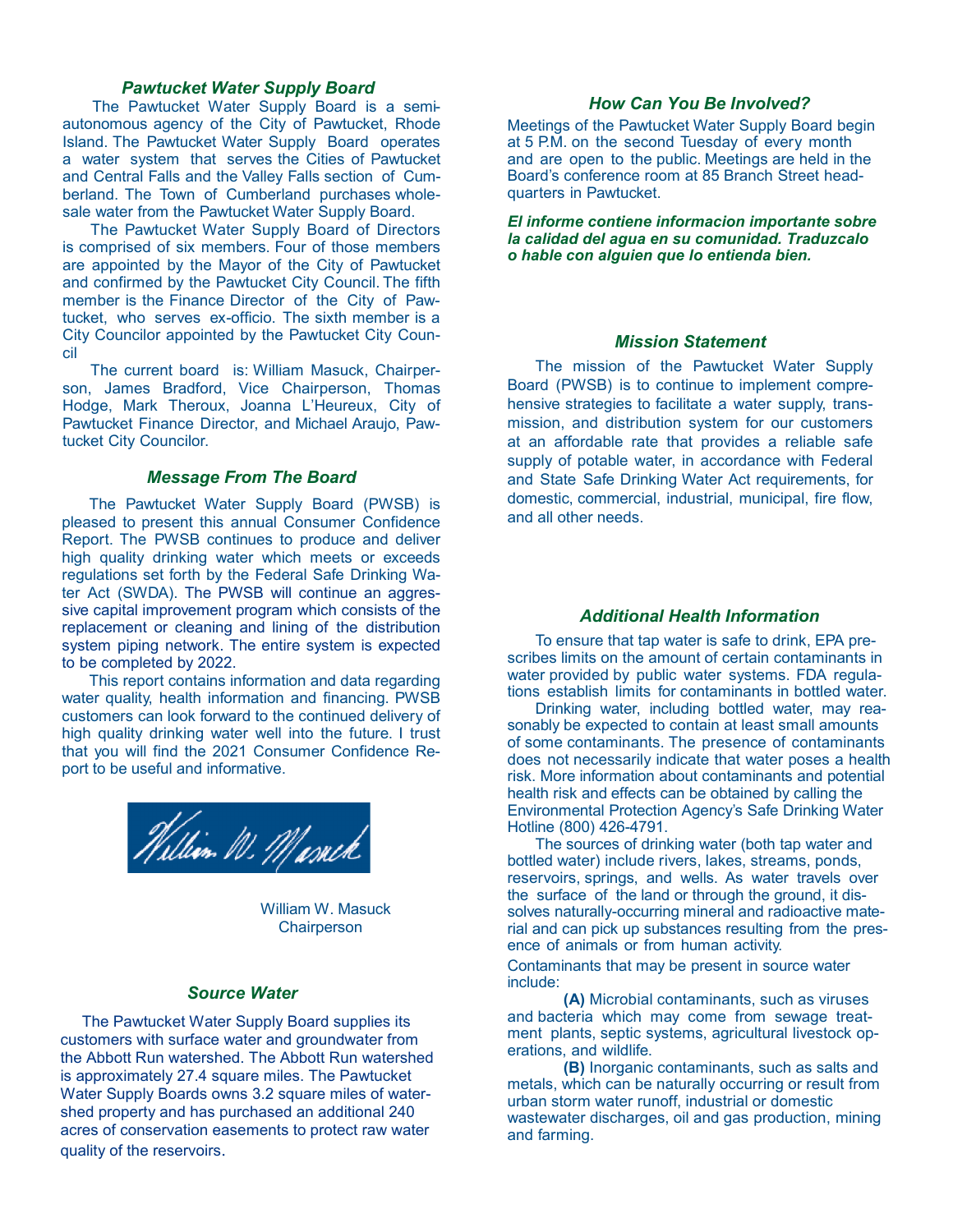## *Pawtucket Water Supply Board*

The Pawtucket Water Supply Board is a semi-autonomous agency of the City of Pawtucket, Rhode Island. The Pawtucket Water Supply Board operates a water system that serves the Cities of Pawtucket and Central Falls and the Valley Falls section of Cumberland. The Town of Cumberland purchases wholesale water from the Pawtucket Water Supply Board.

The Pawtucket Water Supply Board of Directors is comprised of six members. Four of those members are appointed by the Mayor of the City of Pawtucket and confirmed by the Pawtucket City Council. The fifth member is the Finance Director of the City of Pawtucket, who serves ex-officio. The sixth member is a City Councilor appointed by the Pawtucket City Council

The current board is: William Masuck, Chairperson, James Bradford, Vice Chairperson, Thomas Hodge, Mark Theroux, Joanna L'Heureux, City of Pawtucket Finance Director, and Michael Araujo, Pawtucket City Councilor.

## *Message From The Board*

The Pawtucket Water Supply Board (PWSB) is pleased to present this annual Consumer Confidence Report. The PWSB continues to produce and deliver high quality drinking water which meets or exceeds regulations set forth by the Federal Safe Drinking Water Act (SWDA). The PWSB will continue an aggressive capital improvement program which consists of the replacement or cleaning and lining of the distribution system piping network. The entire system is expected to be completed by 2022.

This report contains information and data regarding water quality, health information and financing. PWSB customers can look forward to the continued delivery of high quality drinking water well into the future. I trust that you will find the 2021 Consumer Confidence Report to be useful and informative.

William W. Masuck
Chairperson

## *Source Water*

The Pawtucket Water Supply Board supplies its customers with surface water and groundwater from the Abbott Run watershed. The Abbott Run watershed is approximately 27.4 square miles. The Pawtucket Water Supply Boards owns 3.2 square miles of watershed property and has purchased an additional 240 acres of conservation easements to protect raw water quality of the reservoirs.

## *How Can You Be Involved?*

Meetings of the Pawtucket Water Supply Board begin at 5 P.M. on the second Tuesday of every month and are open to the public. Meetings are held in the Board's conference room at 85 Branch Street headquarters in Pawtucket.

***El informe contiene informacion importante sobre la calidad del agua en su comunidad. Traduzcalo o hable con alguien que lo entienda bien.***

## *Mission Statement*

The mission of the Pawtucket Water Supply Board (PWSB) is to continue to implement comprehensive strategies to facilitate a water supply, transmission, and distribution system for our customers at an affordable rate that provides a reliable safe supply of potable water, in accordance with Federal and State Safe Drinking Water Act requirements, for domestic, commercial, industrial, municipal, fire flow, and all other needs.

## *Additional Health Information*

To ensure that tap water is safe to drink, EPA prescribes limits on the amount of certain contaminants in water provided by public water systems. FDA regulations establish limits for contaminants in bottled water.

Drinking water, including bottled water, may reasonably be expected to contain at least small amounts of some contaminants. The presence of contaminants does not necessarily indicate that water poses a health risk. More information about contaminants and potential health risk and effects can be obtained by calling the Environmental Protection Agency's Safe Drinking Water Hotline (800) 426-4791.

The sources of drinking water (both tap water and bottled water) include rivers, lakes, streams, ponds, reservoirs, springs, and wells. As water travels over the surface of the land or through the ground, it dissolves naturally-occurring mineral and radioactive material and can pick up substances resulting from the presence of animals or from human activity.

Contaminants that may be present in source water include:

**(A)** Microbial contaminants, such as viruses and bacteria which may come from sewage treatment plants, septic systems, agricultural livestock operations, and wildlife.

**(B)** Inorganic contaminants, such as salts and metals, which can be naturally occurring or result from urban storm water runoff, industrial or domestic wastewater discharges, oil and gas production, mining and farming.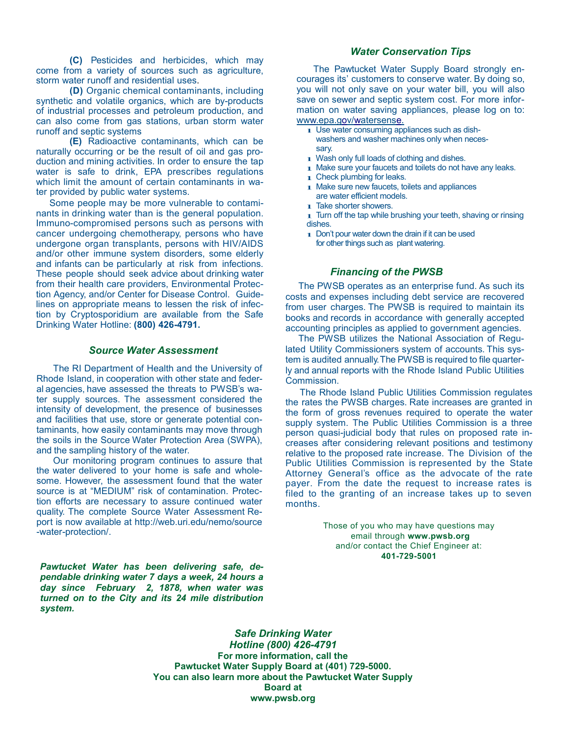**(C)** Pesticides and herbicides, which may come from a variety of sources such as agriculture, storm water runoff and residential uses.

**(D)** Organic chemical contaminants, including synthetic and volatile organics, which are by-products of industrial processes and petroleum production, and can also come from gas stations, urban storm water runoff and septic systems

**(E)** Radioactive contaminants, which can be naturally occurring or be the result of oil and gas production and mining activities. In order to ensure the tap water is safe to drink, EPA prescribes regulations which limit the amount of certain contaminants in water provided by public water systems.

Some people may be more vulnerable to contaminants in drinking water than is the general population. Immuno-compromised persons such as persons with cancer undergoing chemotherapy, persons who have undergone organ transplants, persons with HIV/AIDS and/or other immune system disorders, some elderly and infants can be particularly at risk from infections. These people should seek advice about drinking water from their health care providers, Environmental Protection Agency, and/or Center for Disease Control. Guidelines on appropriate means to lessen the risk of infection by Cryptosporidium are available from the Safe Drinking Water Hotline: **(800) 426-4791.**

## *Source Water Assessment*

The RI Department of Health and the University of Rhode Island, in cooperation with other state and federal agencies, have assessed the threats to PWSB's water supply sources. The assessment considered the intensity of development, the presence of businesses and facilities that use, store or generate potential contaminants, how easily contaminants may move through the soils in the Source Water Protection Area (SWPA), and the sampling history of the water.

Our monitoring program continues to assure that the water delivered to your home is safe and wholesome. However, the assessment found that the water source is at "MEDIUM" risk of contamination. Protection efforts are necessary to assure continued water quality. The complete Source Water Assessment Report is now available at http://web.uri.edu/nemo/source-water-protection/.

***Pawtucket Water has been delivering safe, dependable drinking water 7 days a week, 24 hours a day since February 2, 1878, when water was turned on to the City and its 24 mile distribution system.***

## *Water Conservation Tips*

The Pawtucket Water Supply Board strongly encourages its' customers to conserve water. By doing so, you will not only save on your water bill, you will also save on sewer and septic system cost. For more information on water saving appliances, please log on to: www.epa.gov/watersense.

- Use water consuming appliances such as dishwashers and washer machines only when necessary.
- Wash only full loads of clothing and dishes.
- Make sure your faucets and toilets do not have any leaks.
- Check plumbing for leaks.
- Make sure new faucets, toilets and appliances are water efficient models.
- Take shorter showers.
- Turn off the tap while brushing your teeth, shaving or rinsing dishes.
- Don't pour water down the drain if it can be used for other things such as plant watering.

## *Financing of the PWSB*

The PWSB operates as an enterprise fund. As such its costs and expenses including debt service are recovered from user charges. The PWSB is required to maintain its books and records in accordance with generally accepted accounting principles as applied to government agencies.

The PWSB utilizes the National Association of Regulated Utility Commissioners system of accounts. This system is audited annually. The PWSB is required to file quarterly and annual reports with the Rhode Island Public Utilities Commission.

The Rhode Island Public Utilities Commission regulates the rates the PWSB charges. Rate increases are granted in the form of gross revenues required to operate the water supply system. The Public Utilities Commission is a three person quasi-judicial body that rules on proposed rate increases after considering relevant positions and testimony relative to the proposed rate increase. The Division of the Public Utilities Commission is represented by the State Attorney General's office as the advocate of the rate payer. From the date the request to increase rates is filed to the granting of an increase takes up to seven months.

Those of you who may have questions may email through **www.pwsb.org** and/or contact the Chief Engineer at: **401-729-5001**

***Safe Drinking Water Hotline (800) 426-4791***

**For more information, call the Pawtucket Water Supply Board at (401) 729-5000.**
**You can also learn more about the Pawtucket Water Supply Board at www.pwsb.org**